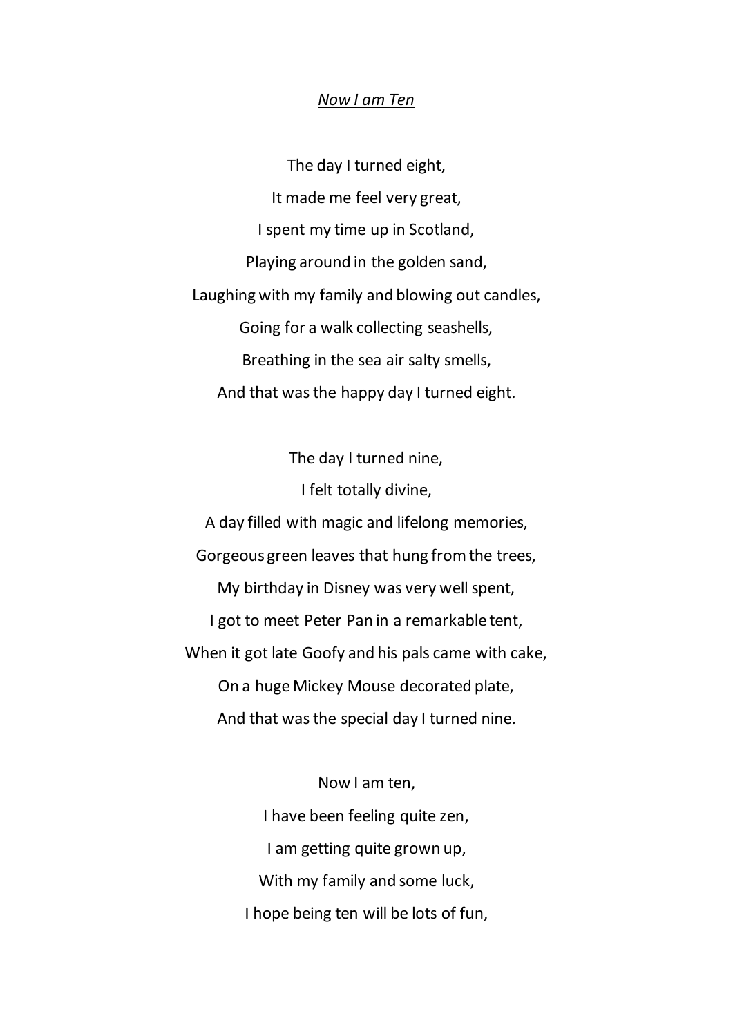*Now I am Ten*

The day I turned eight,  
It made me feel very great,  
I spent my time up in Scotland,  
Playing around in the golden sand,  
Laughing with my family and blowing out candles,  
Going for a walk collecting seashells,  
Breathing in the sea air salty smells,  
And that was the happy day I turned eight.

The day I turned nine,  
I felt totally divine,  
A day filled with magic and lifelong memories,  
Gorgeous green leaves that hung from the trees,  
My birthday in Disney was very well spent,  
I got to meet Peter Pan in a remarkable tent,  
When it got late Goofy and his pals came with cake,  
On a huge Mickey Mouse decorated plate,  
And that was the special day I turned nine.

Now I am ten,  
I have been feeling quite zen,  
I am getting quite grown up,  
With my family and some luck,  
I hope being ten will be lots of fun,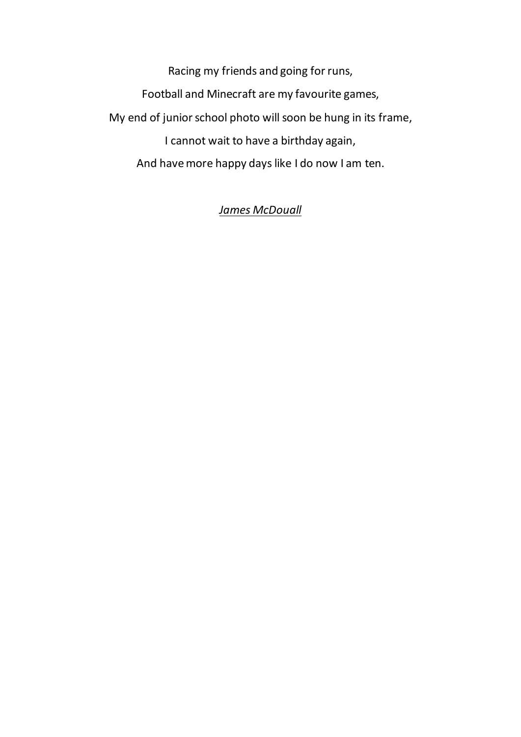Racing my friends and going for runs,

Football and Minecraft are my favourite games,

My end of junior school photo will soon be hung in its frame,

I cannot wait to have a birthday again,

And have more happy days like I do now I am ten.

*James McDouall*